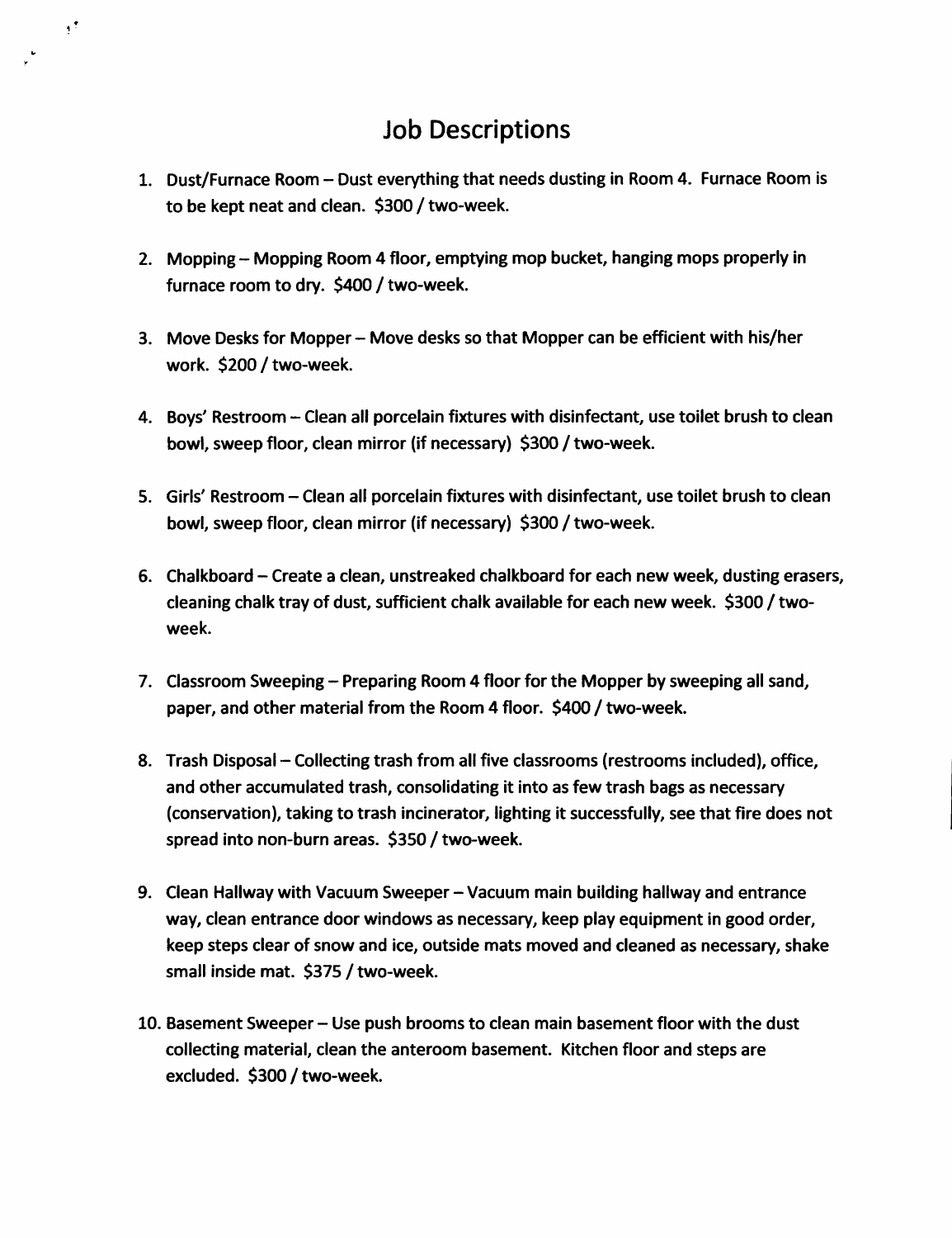# Job Descriptions

1. Dust/Furnace Room – Dust everything that needs dusting in Room 4. Furnace Room is to be kept neat and clean. $300 / two-week.

2. Mopping – Mopping Room 4 floor, emptying mop bucket, hanging mops properly in furnace room to dry. $400 / two-week.

3. Move Desks for Mopper – Move desks so that Mopper can be efficient with his/her work. $200 / two-week.

4. Boys' Restroom – Clean all porcelain fixtures with disinfectant, use toilet brush to clean bowl, sweep floor, clean mirror (if necessary) $300 / two-week.

5. Girls' Restroom – Clean all porcelain fixtures with disinfectant, use toilet brush to clean bowl, sweep floor, clean mirror (if necessary) $300 / two-week.

6. Chalkboard – Create a clean, unstreaked chalkboard for each new week, dusting erasers, cleaning chalk tray of dust, sufficient chalk available for each new week. $300 / two-week.

7. Classroom Sweeping – Preparing Room 4 floor for the Mopper by sweeping all sand, paper, and other material from the Room 4 floor. $400 / two-week.

8. Trash Disposal – Collecting trash from all five classrooms (restrooms included), office, and other accumulated trash, consolidating it into as few trash bags as necessary (conservation), taking to trash incinerator, lighting it successfully, see that fire does not spread into non-burn areas. $350 / two-week.

9. Clean Hallway with Vacuum Sweeper – Vacuum main building hallway and entrance way, clean entrance door windows as necessary, keep play equipment in good order, keep steps clear of snow and ice, outside mats moved and cleaned as necessary, shake small inside mat. $375 / two-week.

10. Basement Sweeper – Use push brooms to clean main basement floor with the dust collecting material, clean the anteroom basement. Kitchen floor and steps are excluded. $300 / two-week.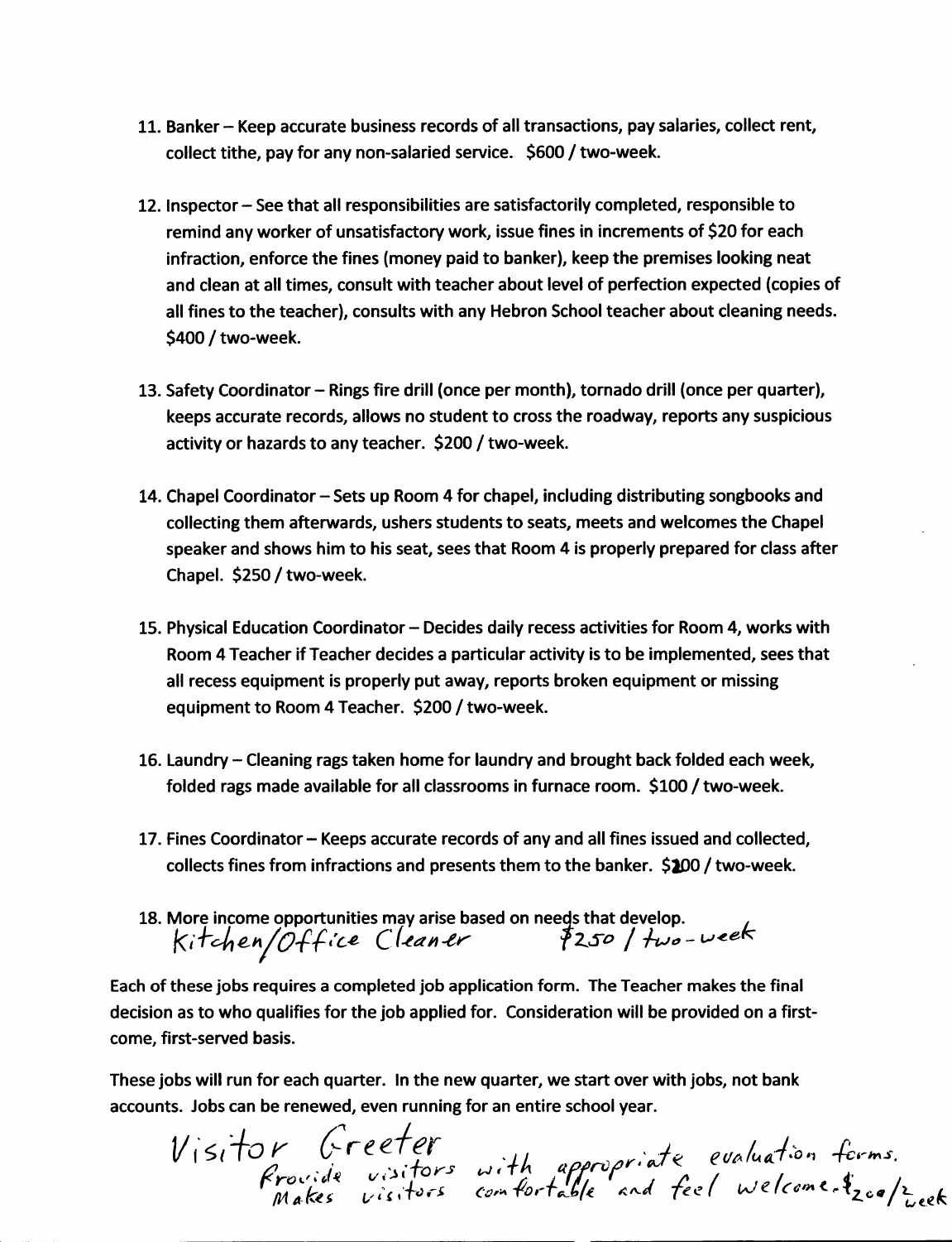11. Banker – Keep accurate business records of all transactions, pay salaries, collect rent, collect tithe, pay for any non-salaried service. $600 / two-week.

12. Inspector – See that all responsibilities are satisfactorily completed, responsible to remind any worker of unsatisfactory work, issue fines in increments of $20 for each infraction, enforce the fines (money paid to banker), keep the premises looking neat and clean at all times, consult with teacher about level of perfection expected (copies of all fines to the teacher), consults with any Hebron School teacher about cleaning needs. $400 / two-week.

13. Safety Coordinator – Rings fire drill (once per month), tornado drill (once per quarter), keeps accurate records, allows no student to cross the roadway, reports any suspicious activity or hazards to any teacher. $200 / two-week.

14. Chapel Coordinator – Sets up Room 4 for chapel, including distributing songbooks and collecting them afterwards, ushers students to seats, meets and welcomes the Chapel speaker and shows him to his seat, sees that Room 4 is properly prepared for class after Chapel. $250 / two-week.

15. Physical Education Coordinator – Decides daily recess activities for Room 4, works with Room 4 Teacher if Teacher decides a particular activity is to be implemented, sees that all recess equipment is properly put away, reports broken equipment or missing equipment to Room 4 Teacher. $200 / two-week.

16. Laundry – Cleaning rags taken home for laundry and brought back folded each week, folded rags made available for all classrooms in furnace room. $100 / two-week.

17. Fines Coordinator – Keeps accurate records of any and all fines issued and collected, collects fines from infractions and presents them to the banker. $200 / two-week.

18. More income opportunities may arise based on needs that develop.
    Kitchen/Office Cleaner $250 / two-week

Each of these jobs requires a completed job application form. The Teacher makes the final decision as to who qualifies for the job applied for. Consideration will be provided on a first-come, first-served basis.

These jobs will run for each quarter. In the new quarter, we start over with jobs, not bank accounts. Jobs can be renewed, even running for an entire school year.

Visitor Greeter
Provide visitors with appropriate evaluation forms.
Makes visitors comfortable and feel welcome. $200/2 week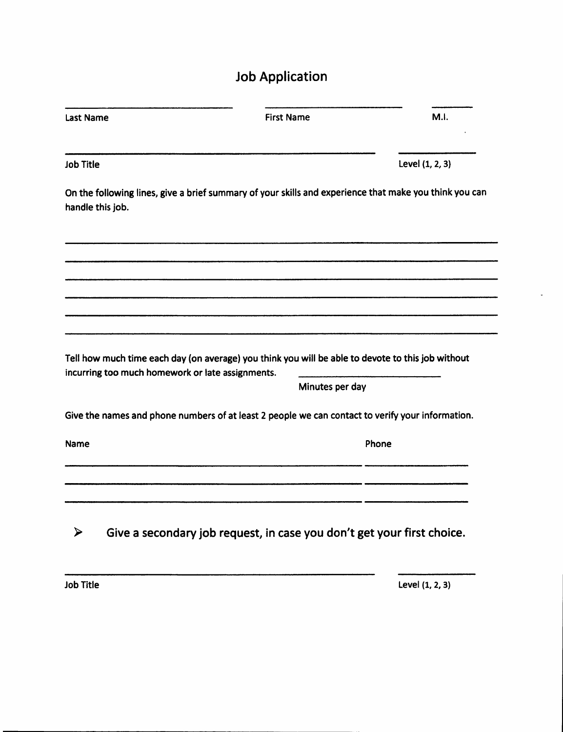# Job Application

\_\_\_\_\_\_\_\_\_\_\_\_\_\_\_\_\_\_\_\_\_\_\_\_ \_\_\_\_\_\_\_\_\_\_\_\_\_\_\_\_\_\_\_\_ \_\_\_\_\_

Last Name First Name M.I.

\_\_\_\_\_\_\_\_\_\_\_\_\_\_\_\_\_\_\_\_\_\_\_\_\_\_\_\_\_\_\_\_\_\_\_\_\_\_\_\_ \_\_\_\_\_\_\_\_\_

Job Title Level (1, 2, 3)

On the following lines, give a brief summary of your skills and experience that make you think you can handle this job.

\_\_\_\_\_\_\_\_\_\_\_\_\_\_\_\_\_\_\_\_\_\_\_\_\_\_\_\_\_\_\_\_\_\_\_\_\_\_\_\_\_\_\_\_\_\_\_\_\_\_\_\_\_\_\_\_\_\_\_\_

\_\_\_\_\_\_\_\_\_\_\_\_\_\_\_\_\_\_\_\_\_\_\_\_\_\_\_\_\_\_\_\_\_\_\_\_\_\_\_\_\_\_\_\_\_\_\_\_\_\_\_\_\_\_\_\_\_\_\_\_

\_\_\_\_\_\_\_\_\_\_\_\_\_\_\_\_\_\_\_\_\_\_\_\_\_\_\_\_\_\_\_\_\_\_\_\_\_\_\_\_\_\_\_\_\_\_\_\_\_\_\_\_\_\_\_\_\_\_\_\_

\_\_\_\_\_\_\_\_\_\_\_\_\_\_\_\_\_\_\_\_\_\_\_\_\_\_\_\_\_\_\_\_\_\_\_\_\_\_\_\_\_\_\_\_\_\_\_\_\_\_\_\_\_\_\_\_\_\_\_\_

\_\_\_\_\_\_\_\_\_\_\_\_\_\_\_\_\_\_\_\_\_\_\_\_\_\_\_\_\_\_\_\_\_\_\_\_\_\_\_\_\_\_\_\_\_\_\_\_\_\_\_\_\_\_\_\_\_\_\_\_

\_\_\_\_\_\_\_\_\_\_\_\_\_\_\_\_\_\_\_\_\_\_\_\_\_\_\_\_\_\_\_\_\_\_\_\_\_\_\_\_\_\_\_\_\_\_\_\_\_\_\_\_\_\_\_\_\_\_\_\_

Tell how much time each day (on average) you think you will be able to devote to this job without incurring too much homework or late assignments. \_\_\_\_\_\_\_\_\_\_\_\_\_\_\_\_\_\_

Minutes per day

Give the names and phone numbers of at least 2 people we can contact to verify your information.

| Name | Phone |
|---|---|
| | |
| | |
| | |

- **Give a secondary job request, in case you don't get your first choice.**

\_\_\_\_\_\_\_\_\_\_\_\_\_\_\_\_\_\_\_\_\_\_\_\_\_\_\_\_\_\_\_\_\_\_\_\_\_\_\_\_ \_\_\_\_\_\_\_\_\_

Job Title Level (1, 2, 3)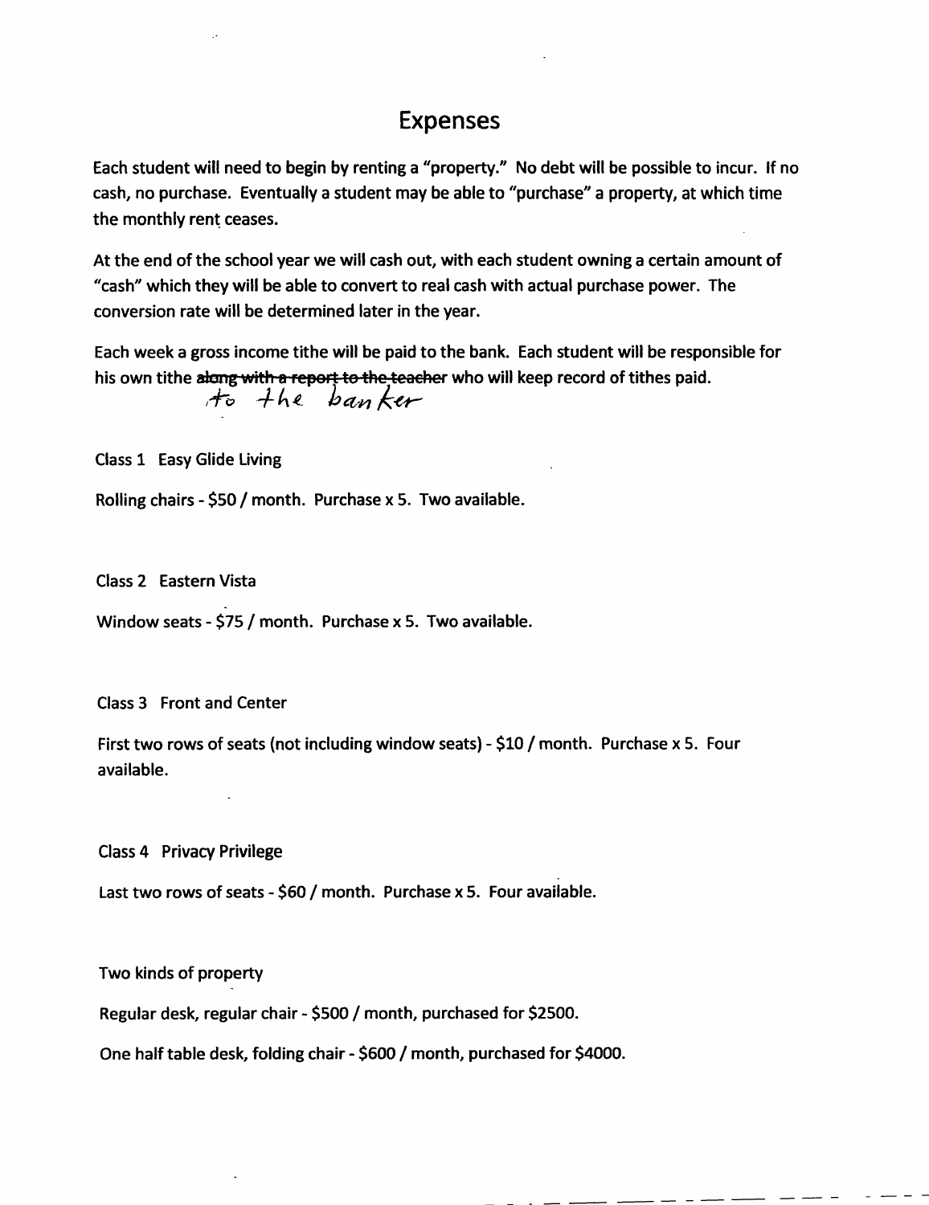# Expenses

Each student will need to begin by renting a "property." No debt will be possible to incur. If no cash, no purchase. Eventually a student may be able to "purchase" a property, at which time the monthly rent ceases.

At the end of the school year we will cash out, with each student owning a certain amount of "cash" which they will be able to convert to real cash with actual purchase power. The conversion rate will be determined later in the year.

Each week a gross income tithe will be paid to the bank. Each student will be responsible for his own tithe ~~along with a report to the teacher~~ to the banker who will keep record of tithes paid.

Class 1 Easy Glide Living

Rolling chairs - $50 / month. Purchase x 5. Two available.

Class 2 Eastern Vista

Window seats - $75 / month. Purchase x 5. Two available.

Class 3 Front and Center

First two rows of seats (not including window seats) - $10 / month. Purchase x 5. Four available.

Class 4 Privacy Privilege

Last two rows of seats - $60 / month. Purchase x 5. Four available.

Two kinds of property

Regular desk, regular chair - $500 / month, purchased for $2500.

One half table desk, folding chair - $600 / month, purchased for $4000.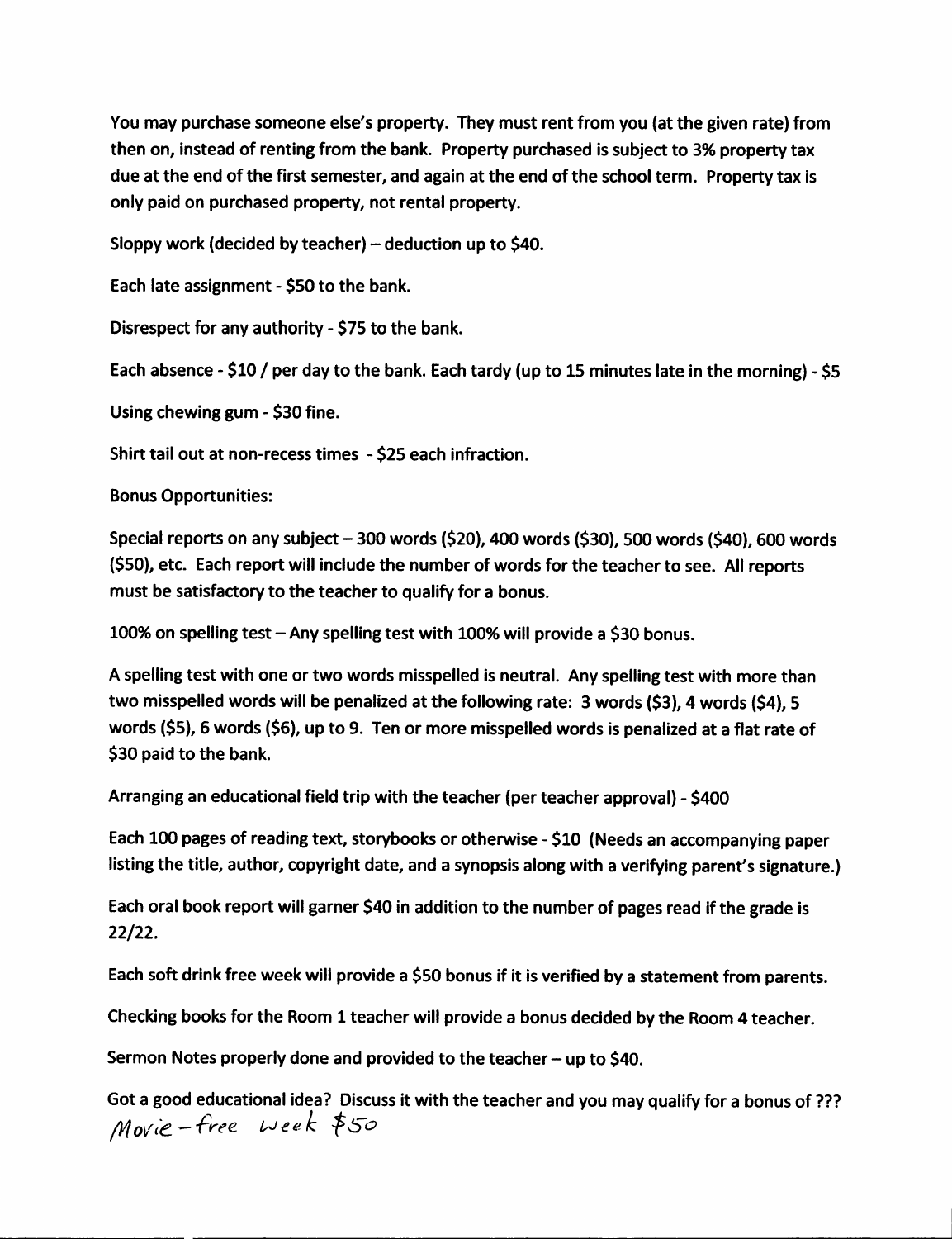You may purchase someone else's property. They must rent from you (at the given rate) from then on, instead of renting from the bank. Property purchased is subject to 3% property tax due at the end of the first semester, and again at the end of the school term. Property tax is only paid on purchased property, not rental property.

Sloppy work (decided by teacher) – deduction up to $40.

Each late assignment - $50 to the bank.

Disrespect for any authority - $75 to the bank.

Each absence - $10 / per day to the bank. Each tardy (up to 15 minutes late in the morning) - $5

Using chewing gum - $30 fine.

Shirt tail out at non-recess times - $25 each infraction.

Bonus Opportunities:

Special reports on any subject – 300 words ($20), 400 words ($30), 500 words ($40), 600 words ($50), etc. Each report will include the number of words for the teacher to see. All reports must be satisfactory to the teacher to qualify for a bonus.

100% on spelling test – Any spelling test with 100% will provide a $30 bonus.

A spelling test with one or two words misspelled is neutral. Any spelling test with more than two misspelled words will be penalized at the following rate: 3 words ($3), 4 words ($4), 5 words ($5), 6 words ($6), up to 9. Ten or more misspelled words is penalized at a flat rate of $30 paid to the bank.

Arranging an educational field trip with the teacher (per teacher approval) - $400

Each 100 pages of reading text, storybooks or otherwise - $10 (Needs an accompanying paper listing the title, author, copyright date, and a synopsis along with a verifying parent's signature.)

Each oral book report will garner $40 in addition to the number of pages read if the grade is 22/22.

Each soft drink free week will provide a $50 bonus if it is verified by a statement from parents.

Checking books for the Room 1 teacher will provide a bonus decided by the Room 4 teacher.

Sermon Notes properly done and provided to the teacher – up to $40.

Got a good educational idea? Discuss it with the teacher and you may qualify for a bonus of ???

Movie-free week $50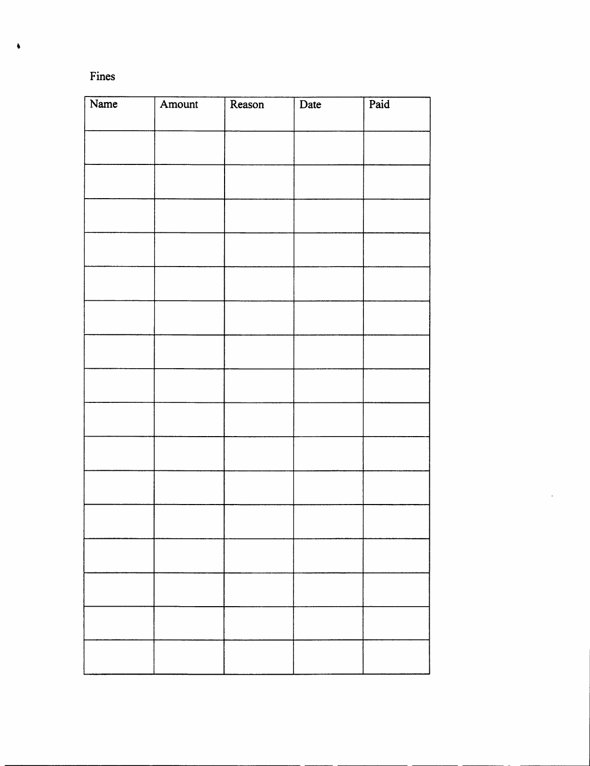Fines

| Name | Amount | Reason | Date | Paid |
|---|---|---|---|---|
| | | | | |
| | | | | |
| | | | | |
| | | | | |
| | | | | |
| | | | | |
| | | | | |
| | | | | |
| | | | | |
| | | | | |
| | | | | |
| | | | | |
| | | | | |
| | | | | |
| | | | | |
| | | | | |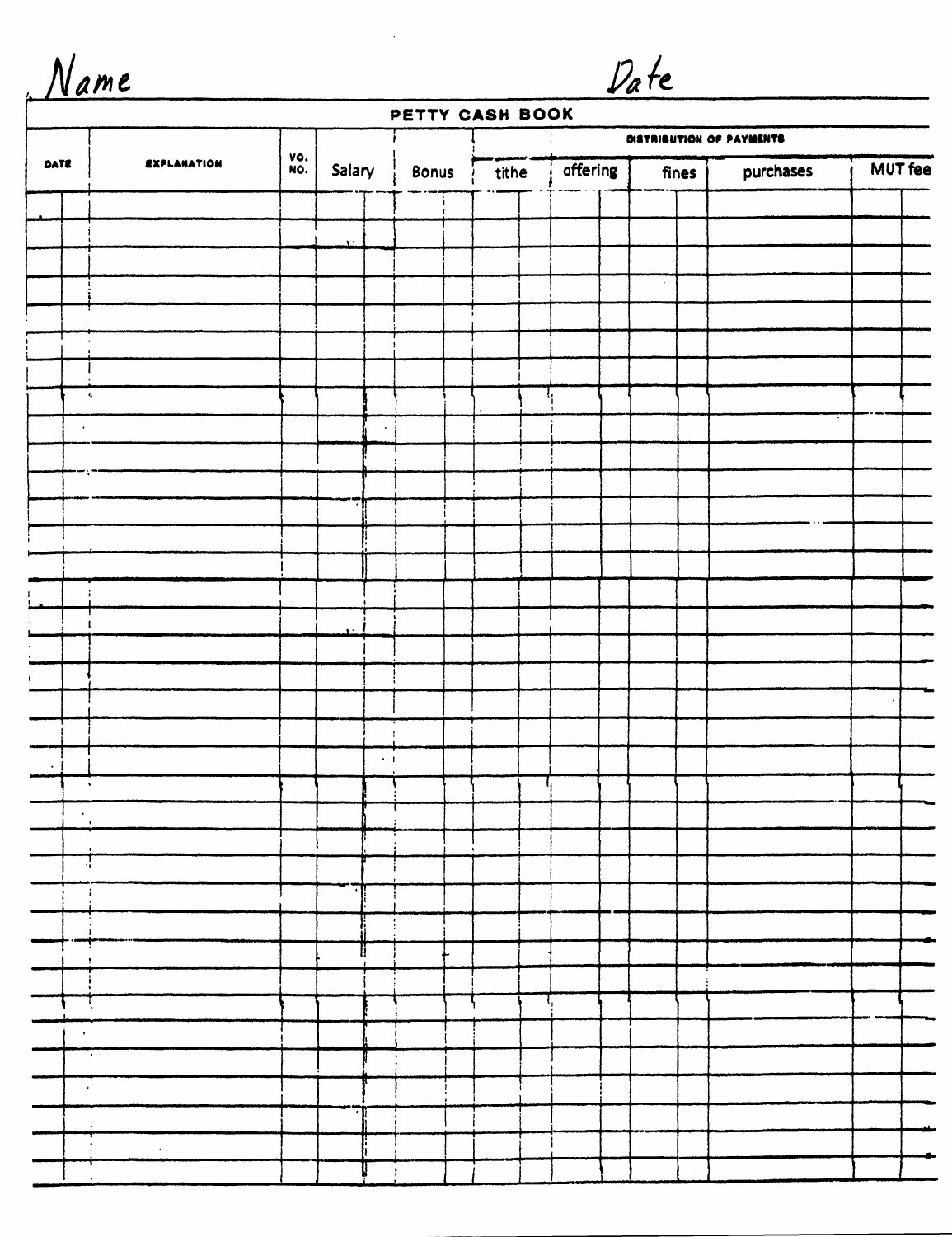Name　　　　　　　　　　　　　　　　　　　Date

## PETTY CASH BOOK

| DATE | EXPLANATION | VO. NO. | Salary | Bonus | DISTRIBUTION OF PAYMENTS | | | | |
|---|---|---|---|---|---|---|---|---|---|
| | | | | | tithe | offering | fines | purchases | MUT fee |
| | | | | | | | | | |
| | | | | | | | | | |
| | | | | | | | | | |
| | | | | | | | | | |
| | | | | | | | | | |
| | | | | | | | | | |
| | | | | | | | | | |
| | | | | | | | | | |
| | | | | | | | | | |
| | | | | | | | | | |
| | | | | | | | | | |
| | | | | | | | | | |
| | | | | | | | | | |
| | | | | | | | | | |
| | | | | | | | | | |
| | | | | | | | | | |
| | | | | | | | | | |
| | | | | | | | | | |
| | | | | | | | | | |
| | | | | | | | | | |
| | | | | | | | | | |
| | | | | | | | | | |
| | | | | | | | | | |
| | | | | | | | | | |
| | | | | | | | | | |
| | | | | | | | | | |
| | | | | | | | | | |
| | | | | | | | | | |
| | | | | | | | | | |
| | | | | | | | | | |
| | | | | | | | | | |
| | | | | | | | | | |
| | | | | | | | | | |
| | | | | | | | | | |
| | | | | | | | | | |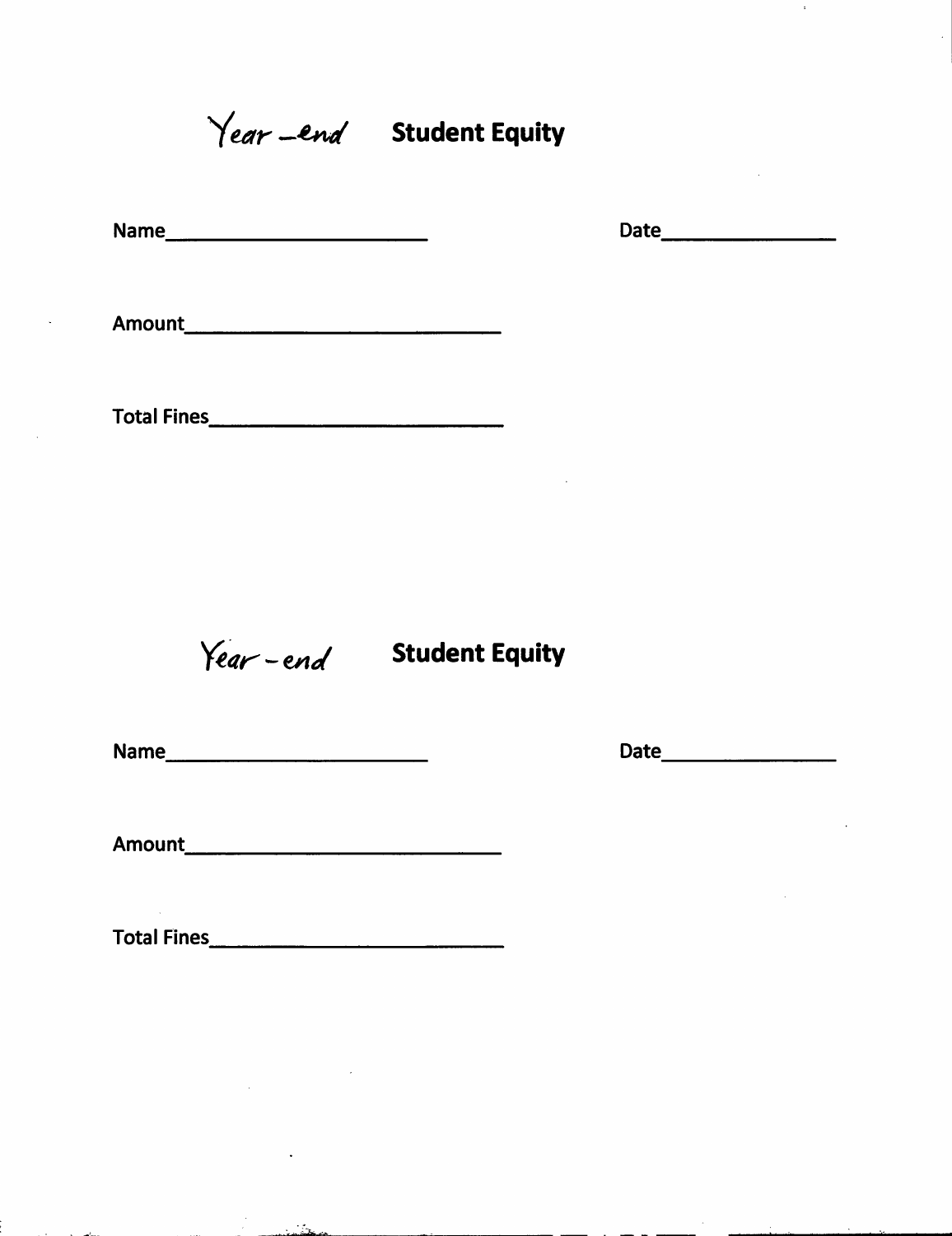## *Year-end* Student Equity

Name________________________ Date________________

Amount______________________________

Total Fines___________________________

## *Year-end* Student Equity

Name________________________ Date________________

Amount______________________________

Total Fines___________________________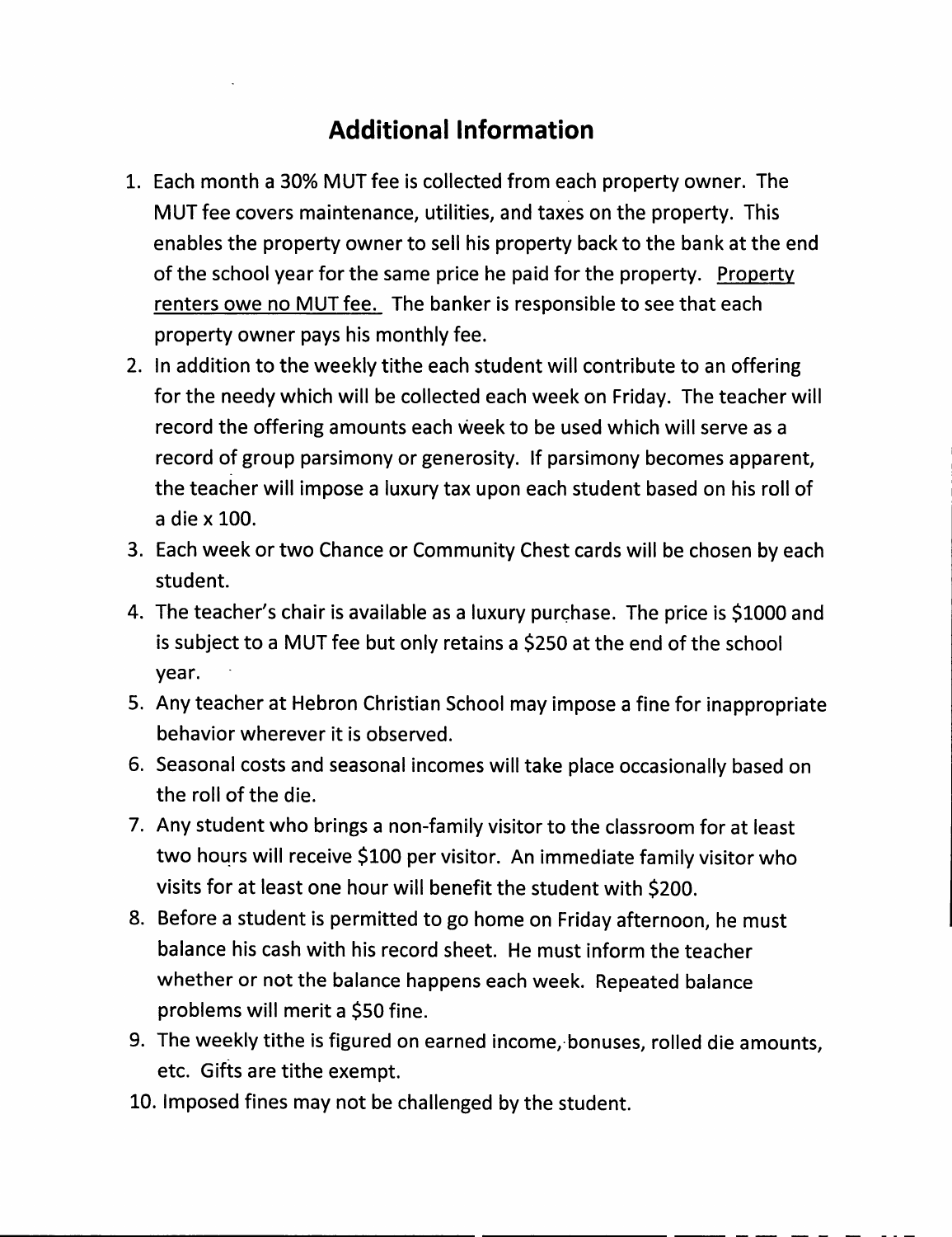# Additional Information

1. Each month a 30% MUT fee is collected from each property owner. The MUT fee covers maintenance, utilities, and taxes on the property. This enables the property owner to sell his property back to the bank at the end of the school year for the same price he paid for the property. <u>Property renters owe no MUT fee.</u> The banker is responsible to see that each property owner pays his monthly fee.
2. In addition to the weekly tithe each student will contribute to an offering for the needy which will be collected each week on Friday. The teacher will record the offering amounts each week to be used which will serve as a record of group parsimony or generosity. If parsimony becomes apparent, the teacher will impose a luxury tax upon each student based on his roll of a die x 100.
3. Each week or two Chance or Community Chest cards will be chosen by each student.
4. The teacher's chair is available as a luxury purchase. The price is $1000 and is subject to a MUT fee but only retains a $250 at the end of the school year.
5. Any teacher at Hebron Christian School may impose a fine for inappropriate behavior wherever it is observed.
6. Seasonal costs and seasonal incomes will take place occasionally based on the roll of the die.
7. Any student who brings a non-family visitor to the classroom for at least two hours will receive $100 per visitor. An immediate family visitor who visits for at least one hour will benefit the student with $200.
8. Before a student is permitted to go home on Friday afternoon, he must balance his cash with his record sheet. He must inform the teacher whether or not the balance happens each week. Repeated balance problems will merit a $50 fine.
9. The weekly tithe is figured on earned income, bonuses, rolled die amounts, etc. Gifts are tithe exempt.
10. Imposed fines may not be challenged by the student.